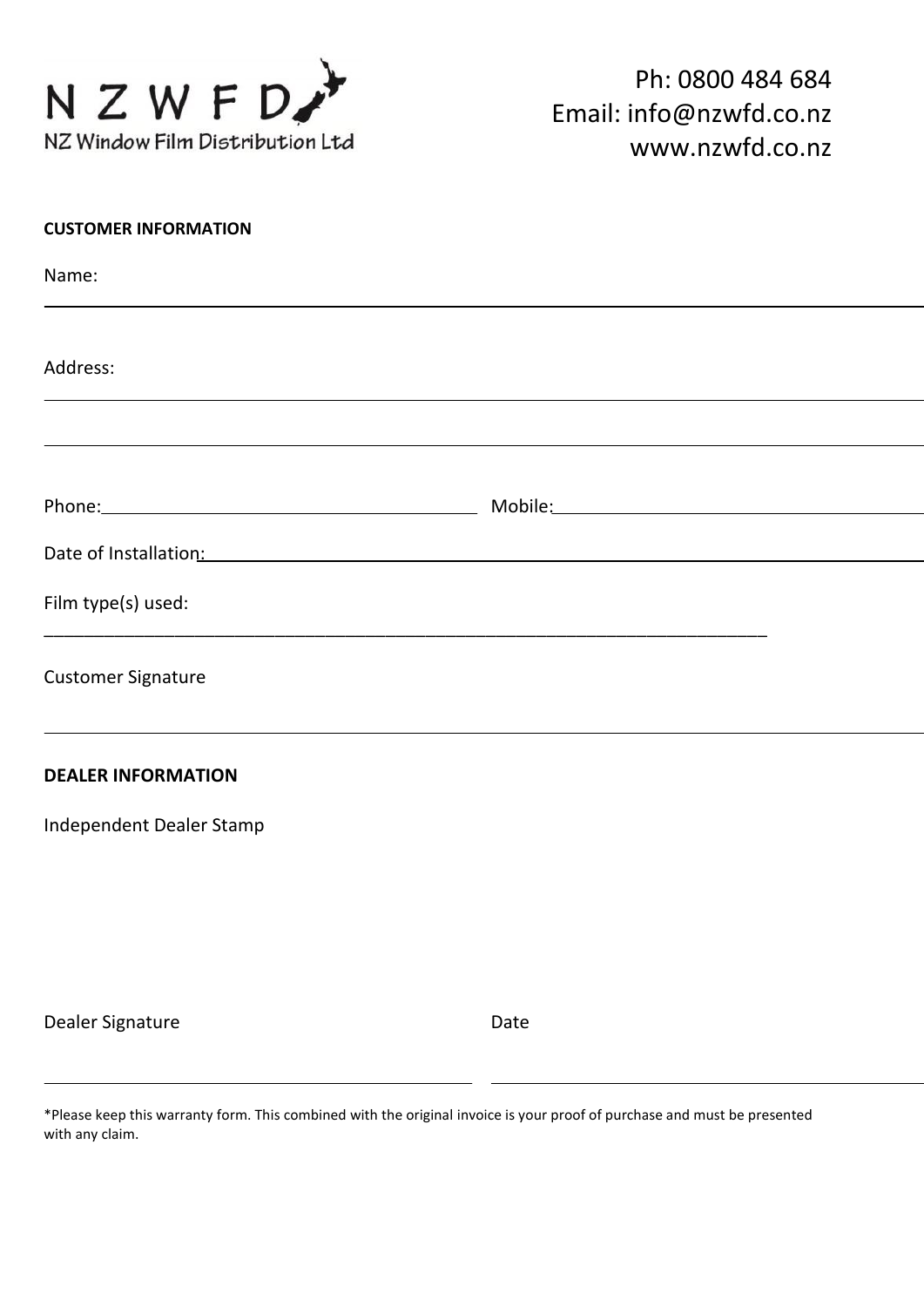NZWFD
NZ Window Film Distribution Ltd

Ph: 0800 484 684
Email: info@nzwfd.co.nz
www.nzwfd.co.nz

**CUSTOMER INFORMATION**

Name:

Address:

Phone: 

Mobile:

Date of Installation:

Film type(s) used:

Customer Signature

**DEALER INFORMATION**

Independent Dealer Stamp

Dealer Signature

Date

*Please keep this warranty form. This combined with the original invoice is your proof of purchase and must be presented with any claim.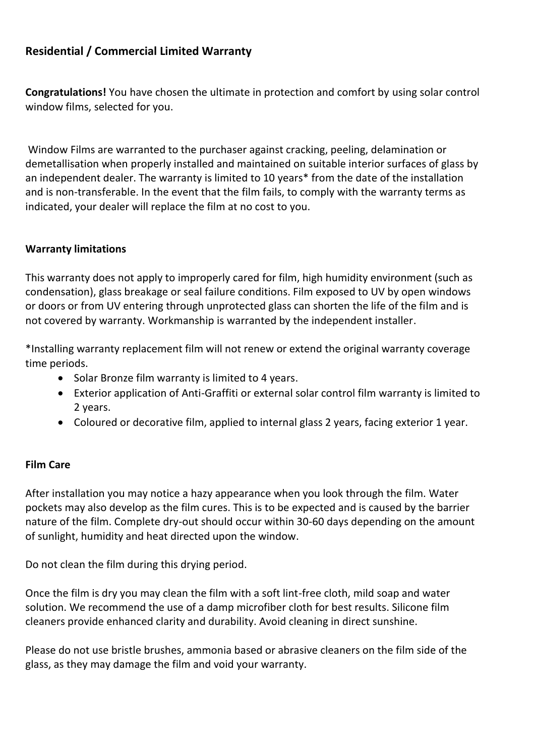## Residential / Commercial Limited Warranty

**Congratulations!** You have chosen the ultimate in protection and comfort by using solar control window films, selected for you.

Window Films are warranted to the purchaser against cracking, peeling, delamination or demetallisation when properly installed and maintained on suitable interior surfaces of glass by an independent dealer. The warranty is limited to 10 years* from the date of the installation and is non-transferable. In the event that the film fails, to comply with the warranty terms as indicated, your dealer will replace the film at no cost to you.

### Warranty limitations

This warranty does not apply to improperly cared for film, high humidity environment (such as condensation), glass breakage or seal failure conditions. Film exposed to UV by open windows or doors or from UV entering through unprotected glass can shorten the life of the film and is not covered by warranty. Workmanship is warranted by the independent installer.

*Installing warranty replacement film will not renew or extend the original warranty coverage time periods.

- Solar Bronze film warranty is limited to 4 years.
- Exterior application of Anti-Graffiti or external solar control film warranty is limited to 2 years.
- Coloured or decorative film, applied to internal glass 2 years, facing exterior 1 year.

### Film Care

After installation you may notice a hazy appearance when you look through the film. Water pockets may also develop as the film cures. This is to be expected and is caused by the barrier nature of the film. Complete dry-out should occur within 30-60 days depending on the amount of sunlight, humidity and heat directed upon the window.

Do not clean the film during this drying period.

Once the film is dry you may clean the film with a soft lint-free cloth, mild soap and water solution. We recommend the use of a damp microfiber cloth for best results. Silicone film cleaners provide enhanced clarity and durability. Avoid cleaning in direct sunshine.

Please do not use bristle brushes, ammonia based or abrasive cleaners on the film side of the glass, as they may damage the film and void your warranty.